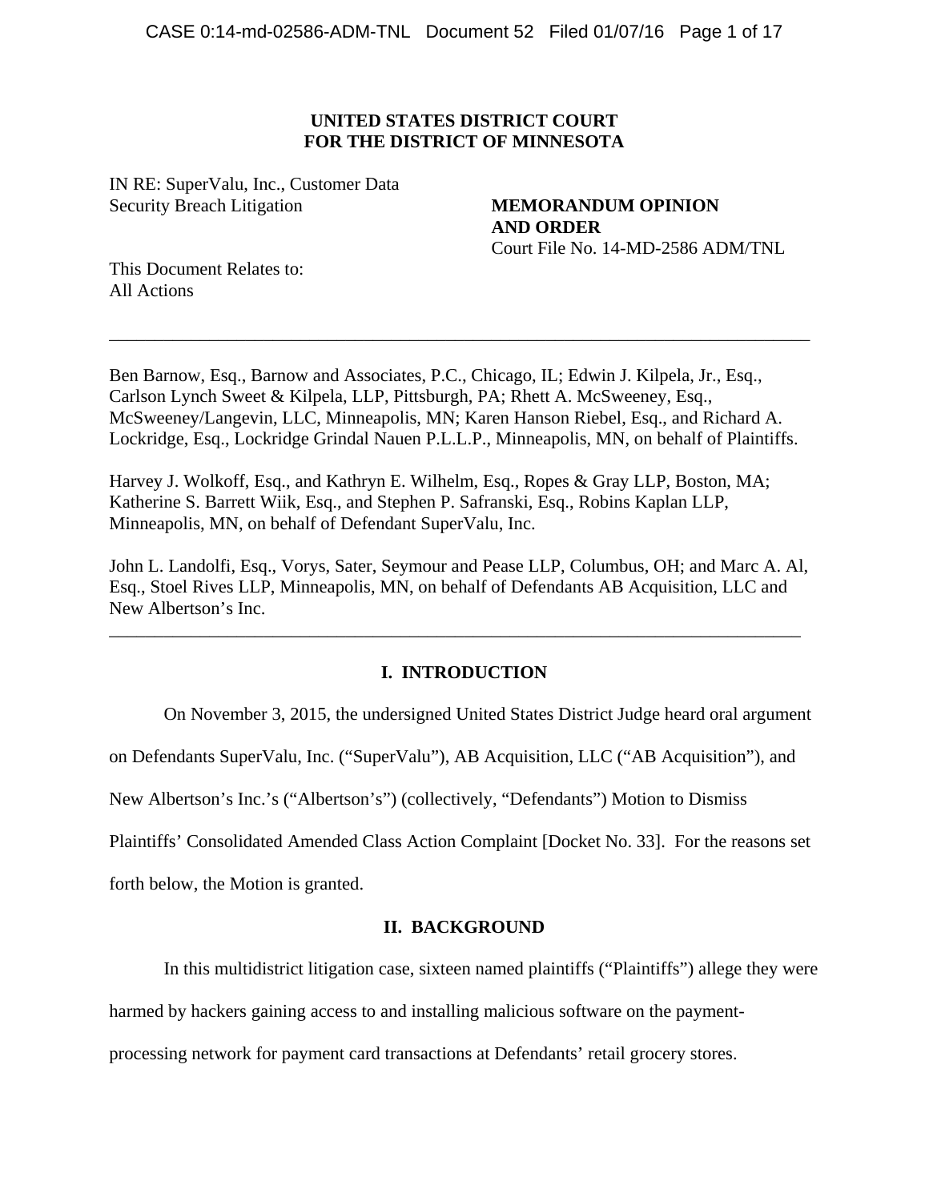**UNITED STATES DISTRICT COURT**
**FOR THE DISTRICT OF MINNESOTA**

IN RE: SuperValu, Inc., Customer Data Security Breach Litigation

**MEMORANDUM OPINION AND ORDER**
Court File No. 14-MD-2586 ADM/TNL

This Document Relates to:
All Actions

---

Ben Barnow, Esq., Barnow and Associates, P.C., Chicago, IL; Edwin J. Kilpela, Jr., Esq., Carlson Lynch Sweet & Kilpela, LLP, Pittsburgh, PA; Rhett A. McSweeney, Esq., McSweeney/Langevin, LLC, Minneapolis, MN; Karen Hanson Riebel, Esq., and Richard A. Lockridge, Esq., Lockridge Grindal Nauen P.L.L.P., Minneapolis, MN, on behalf of Plaintiffs.

Harvey J. Wolkoff, Esq., and Kathryn E. Wilhelm, Esq., Ropes & Gray LLP, Boston, MA; Katherine S. Barrett Wiik, Esq., and Stephen P. Safranski, Esq., Robins Kaplan LLP, Minneapolis, MN, on behalf of Defendant SuperValu, Inc.

John L. Landolfi, Esq., Vorys, Sater, Seymour and Pease LLP, Columbus, OH; and Marc A. Al, Esq., Stoel Rives LLP, Minneapolis, MN, on behalf of Defendants AB Acquisition, LLC and New Albertson's Inc.

---

## I. INTRODUCTION

On November 3, 2015, the undersigned United States District Judge heard oral argument on Defendants SuperValu, Inc. ("SuperValu"), AB Acquisition, LLC ("AB Acquisition"), and New Albertson's Inc.'s ("Albertson's") (collectively, "Defendants") Motion to Dismiss Plaintiffs' Consolidated Amended Class Action Complaint [Docket No. 33]. For the reasons set forth below, the Motion is granted.

## II. BACKGROUND

In this multidistrict litigation case, sixteen named plaintiffs ("Plaintiffs") allege they were harmed by hackers gaining access to and installing malicious software on the payment-processing network for payment card transactions at Defendants' retail grocery stores.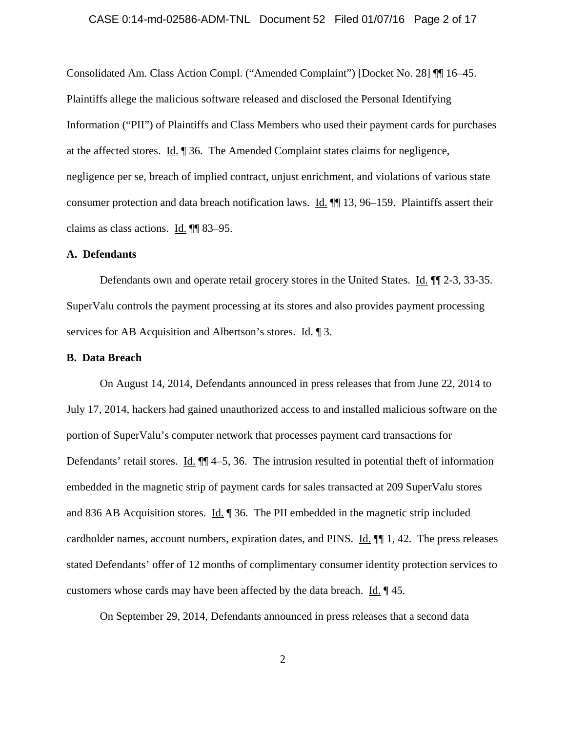Consolidated Am. Class Action Compl. ("Amended Complaint") [Docket No. 28] ¶¶ 16–45. Plaintiffs allege the malicious software released and disclosed the Personal Identifying Information ("PII") of Plaintiffs and Class Members who used their payment cards for purchases at the affected stores. Id. ¶ 36. The Amended Complaint states claims for negligence, negligence per se, breach of implied contract, unjust enrichment, and violations of various state consumer protection and data breach notification laws. Id. ¶¶ 13, 96–159. Plaintiffs assert their claims as class actions. Id. ¶¶ 83–95.

**A. Defendants**

Defendants own and operate retail grocery stores in the United States. Id. ¶¶ 2-3, 33-35. SuperValu controls the payment processing at its stores and also provides payment processing services for AB Acquisition and Albertson's stores. Id. ¶ 3.

**B. Data Breach**

On August 14, 2014, Defendants announced in press releases that from June 22, 2014 to July 17, 2014, hackers had gained unauthorized access to and installed malicious software on the portion of SuperValu's computer network that processes payment card transactions for Defendants' retail stores. Id. ¶¶ 4–5, 36. The intrusion resulted in potential theft of information embedded in the magnetic strip of payment cards for sales transacted at 209 SuperValu stores and 836 AB Acquisition stores. Id. ¶ 36. The PII embedded in the magnetic strip included cardholder names, account numbers, expiration dates, and PINS. Id. ¶¶ 1, 42. The press releases stated Defendants' offer of 12 months of complimentary consumer identity protection services to customers whose cards may have been affected by the data breach. Id. ¶ 45.

On September 29, 2014, Defendants announced in press releases that a second data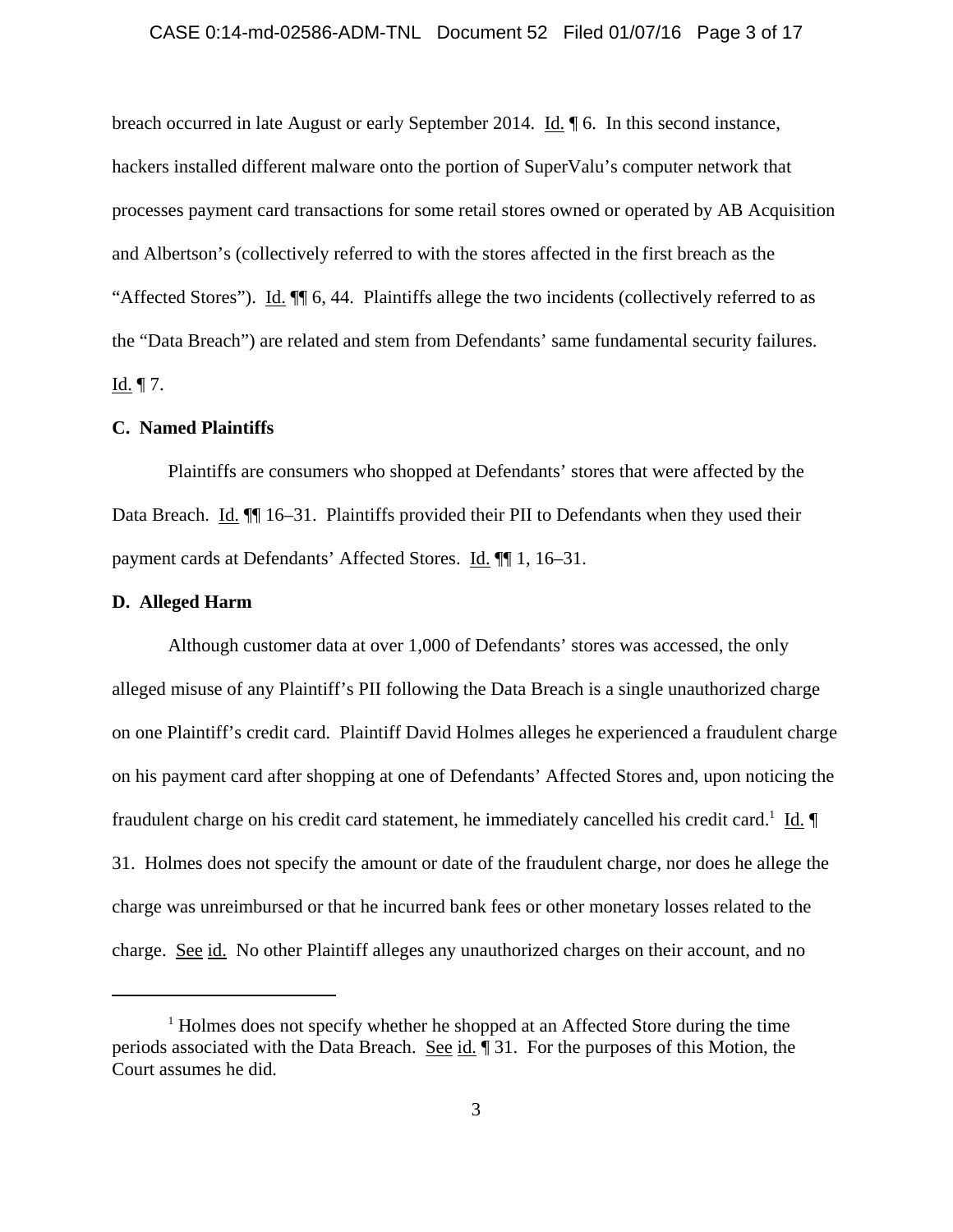breach occurred in late August or early September 2014. Id. ¶ 6. In this second instance, hackers installed different malware onto the portion of SuperValu's computer network that processes payment card transactions for some retail stores owned or operated by AB Acquisition and Albertson's (collectively referred to with the stores affected in the first breach as the "Affected Stores"). Id. ¶¶ 6, 44. Plaintiffs allege the two incidents (collectively referred to as the "Data Breach") are related and stem from Defendants' same fundamental security failures. Id. ¶ 7.

**C. Named Plaintiffs**

Plaintiffs are consumers who shopped at Defendants' stores that were affected by the Data Breach. Id. ¶¶ 16–31. Plaintiffs provided their PII to Defendants when they used their payment cards at Defendants' Affected Stores. Id. ¶¶ 1, 16–31.

**D. Alleged Harm**

Although customer data at over 1,000 of Defendants' stores was accessed, the only alleged misuse of any Plaintiff's PII following the Data Breach is a single unauthorized charge on one Plaintiff's credit card. Plaintiff David Holmes alleges he experienced a fraudulent charge on his payment card after shopping at one of Defendants' Affected Stores and, upon noticing the fraudulent charge on his credit card statement, he immediately cancelled his credit card.[1] Id. ¶ 31. Holmes does not specify the amount or date of the fraudulent charge, nor does he allege the charge was unreimbursed or that he incurred bank fees or other monetary losses related to the charge. See id. No other Plaintiff alleges any unauthorized charges on their account, and no

[1] Holmes does not specify whether he shopped at an Affected Store during the time periods associated with the Data Breach. See id. ¶ 31. For the purposes of this Motion, the Court assumes he did.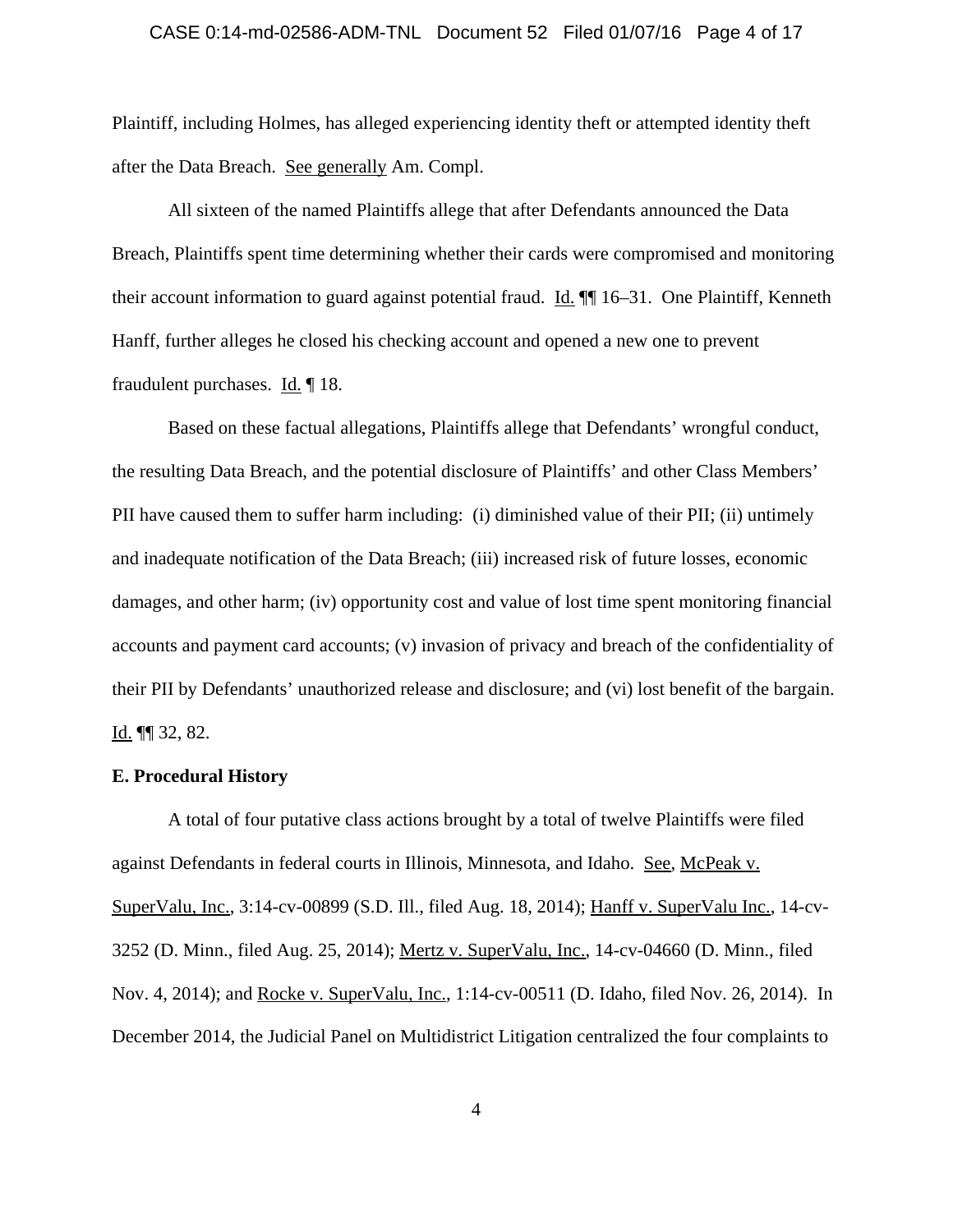Plaintiff, including Holmes, has alleged experiencing identity theft or attempted identity theft after the Data Breach. See generally Am. Compl.

All sixteen of the named Plaintiffs allege that after Defendants announced the Data Breach, Plaintiffs spent time determining whether their cards were compromised and monitoring their account information to guard against potential fraud. Id. ¶¶ 16–31. One Plaintiff, Kenneth Hanff, further alleges he closed his checking account and opened a new one to prevent fraudulent purchases. Id. ¶ 18.

Based on these factual allegations, Plaintiffs allege that Defendants' wrongful conduct, the resulting Data Breach, and the potential disclosure of Plaintiffs' and other Class Members' PII have caused them to suffer harm including: (i) diminished value of their PII; (ii) untimely and inadequate notification of the Data Breach; (iii) increased risk of future losses, economic damages, and other harm; (iv) opportunity cost and value of lost time spent monitoring financial accounts and payment card accounts; (v) invasion of privacy and breach of the confidentiality of their PII by Defendants' unauthorized release and disclosure; and (vi) lost benefit of the bargain. Id. ¶¶ 32, 82.

**E. Procedural History**

A total of four putative class actions brought by a total of twelve Plaintiffs were filed against Defendants in federal courts in Illinois, Minnesota, and Idaho. See, McPeak v. SuperValu, Inc., 3:14-cv-00899 (S.D. Ill., filed Aug. 18, 2014); Hanff v. SuperValu Inc., 14-cv-3252 (D. Minn., filed Aug. 25, 2014); Mertz v. SuperValu, Inc., 14-cv-04660 (D. Minn., filed Nov. 4, 2014); and Rocke v. SuperValu, Inc., 1:14-cv-00511 (D. Idaho, filed Nov. 26, 2014). In December 2014, the Judicial Panel on Multidistrict Litigation centralized the four complaints to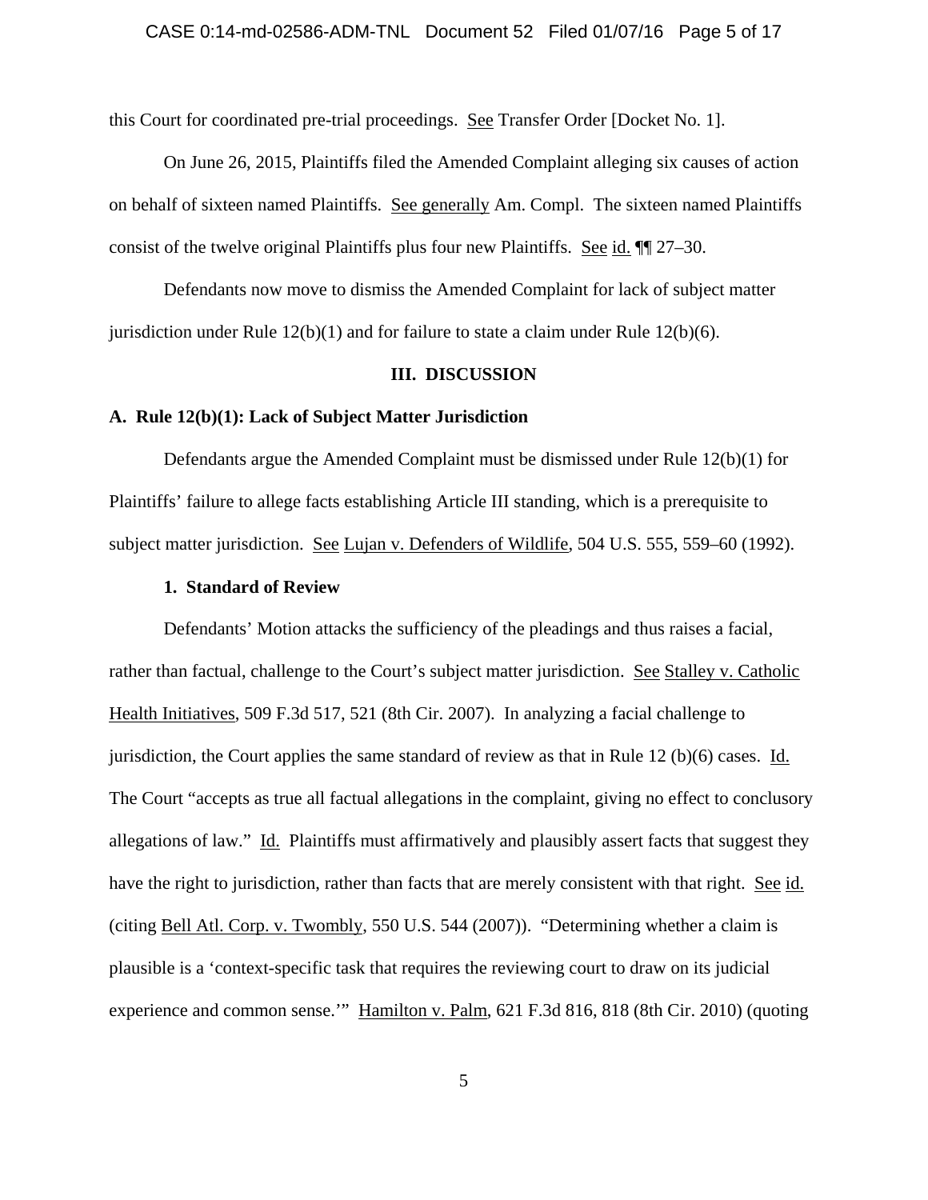this Court for coordinated pre-trial proceedings. See Transfer Order [Docket No. 1].

On June 26, 2015, Plaintiffs filed the Amended Complaint alleging six causes of action on behalf of sixteen named Plaintiffs. See generally Am. Compl. The sixteen named Plaintiffs consist of the twelve original Plaintiffs plus four new Plaintiffs. See id. ¶¶ 27–30.

Defendants now move to dismiss the Amended Complaint for lack of subject matter jurisdiction under Rule 12(b)(1) and for failure to state a claim under Rule 12(b)(6).

## III. DISCUSSION

### A. Rule 12(b)(1): Lack of Subject Matter Jurisdiction

Defendants argue the Amended Complaint must be dismissed under Rule 12(b)(1) for Plaintiffs' failure to allege facts establishing Article III standing, which is a prerequisite to subject matter jurisdiction. See Lujan v. Defenders of Wildlife, 504 U.S. 555, 559–60 (1992).

#### 1. Standard of Review

Defendants' Motion attacks the sufficiency of the pleadings and thus raises a facial, rather than factual, challenge to the Court's subject matter jurisdiction. See Stalley v. Catholic Health Initiatives, 509 F.3d 517, 521 (8th Cir. 2007). In analyzing a facial challenge to jurisdiction, the Court applies the same standard of review as that in Rule 12 (b)(6) cases. Id. The Court "accepts as true all factual allegations in the complaint, giving no effect to conclusory allegations of law." Id. Plaintiffs must affirmatively and plausibly assert facts that suggest they have the right to jurisdiction, rather than facts that are merely consistent with that right. See id. (citing Bell Atl. Corp. v. Twombly, 550 U.S. 544 (2007)). "Determining whether a claim is plausible is a 'context-specific task that requires the reviewing court to draw on its judicial experience and common sense.'" Hamilton v. Palm, 621 F.3d 816, 818 (8th Cir. 2010) (quoting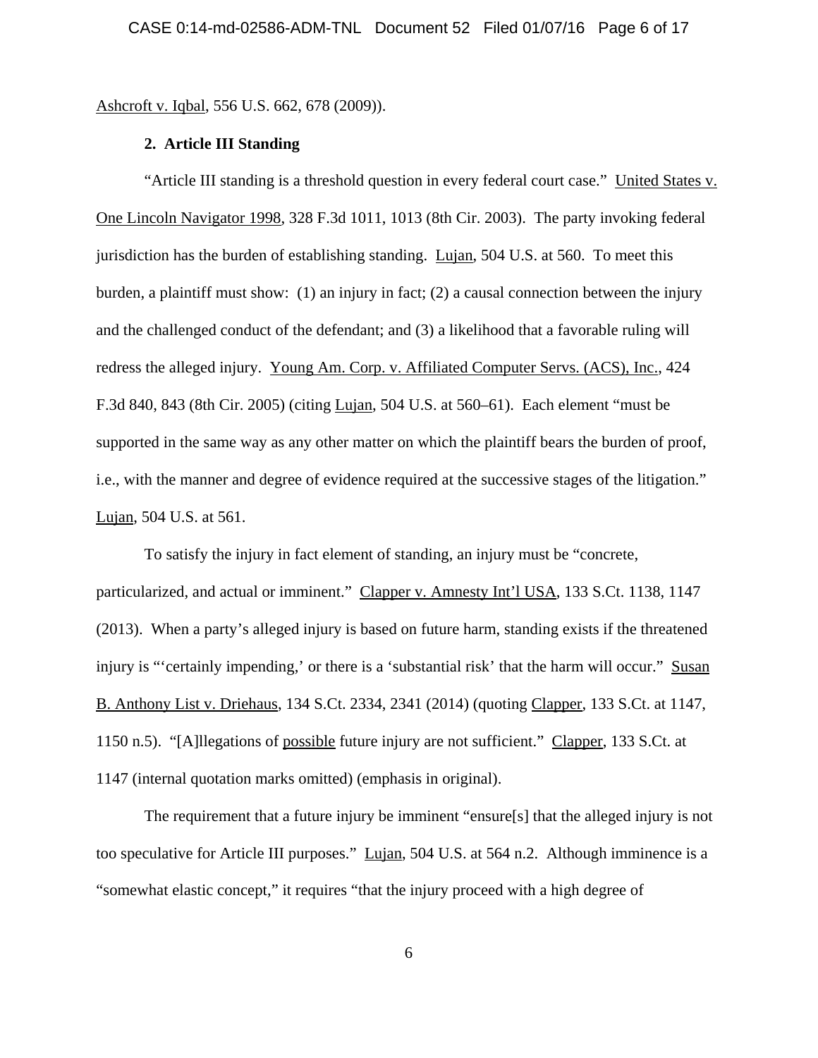Ashcroft v. Iqbal, 556 U.S. 662, 678 (2009)).

**2. Article III Standing**

"Article III standing is a threshold question in every federal court case." United States v. One Lincoln Navigator 1998, 328 F.3d 1011, 1013 (8th Cir. 2003). The party invoking federal jurisdiction has the burden of establishing standing. Lujan, 504 U.S. at 560. To meet this burden, a plaintiff must show: (1) an injury in fact; (2) a causal connection between the injury and the challenged conduct of the defendant; and (3) a likelihood that a favorable ruling will redress the alleged injury. Young Am. Corp. v. Affiliated Computer Servs. (ACS), Inc., 424 F.3d 840, 843 (8th Cir. 2005) (citing Lujan, 504 U.S. at 560–61). Each element "must be supported in the same way as any other matter on which the plaintiff bears the burden of proof, i.e., with the manner and degree of evidence required at the successive stages of the litigation." Lujan, 504 U.S. at 561.

To satisfy the injury in fact element of standing, an injury must be "concrete, particularized, and actual or imminent." Clapper v. Amnesty Int'l USA, 133 S.Ct. 1138, 1147 (2013). When a party's alleged injury is based on future harm, standing exists if the threatened injury is "'certainly impending,' or there is a 'substantial risk' that the harm will occur." Susan B. Anthony List v. Driehaus, 134 S.Ct. 2334, 2341 (2014) (quoting Clapper, 133 S.Ct. at 1147, 1150 n.5). "[A]llegations of possible future injury are not sufficient." Clapper, 133 S.Ct. at 1147 (internal quotation marks omitted) (emphasis in original).

The requirement that a future injury be imminent "ensure[s] that the alleged injury is not too speculative for Article III purposes." Lujan, 504 U.S. at 564 n.2. Although imminence is a "somewhat elastic concept," it requires "that the injury proceed with a high degree of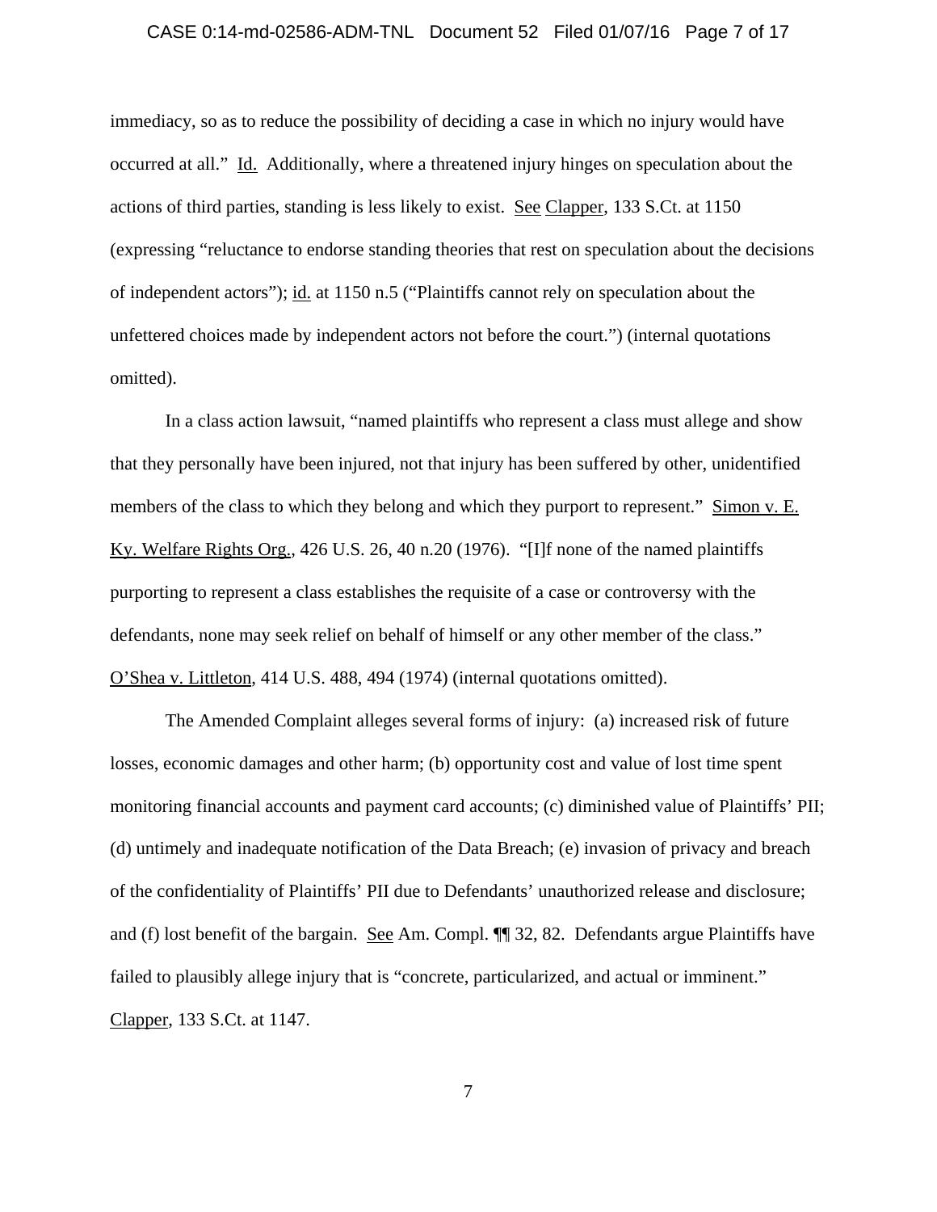immediacy, so as to reduce the possibility of deciding a case in which no injury would have occurred at all." Id. Additionally, where a threatened injury hinges on speculation about the actions of third parties, standing is less likely to exist. See Clapper, 133 S.Ct. at 1150 (expressing "reluctance to endorse standing theories that rest on speculation about the decisions of independent actors"); id. at 1150 n.5 ("Plaintiffs cannot rely on speculation about the unfettered choices made by independent actors not before the court.") (internal quotations omitted).

In a class action lawsuit, "named plaintiffs who represent a class must allege and show that they personally have been injured, not that injury has been suffered by other, unidentified members of the class to which they belong and which they purport to represent." Simon v. E. Ky. Welfare Rights Org., 426 U.S. 26, 40 n.20 (1976). "[I]f none of the named plaintiffs purporting to represent a class establishes the requisite of a case or controversy with the defendants, none may seek relief on behalf of himself or any other member of the class." O'Shea v. Littleton, 414 U.S. 488, 494 (1974) (internal quotations omitted).

The Amended Complaint alleges several forms of injury: (a) increased risk of future losses, economic damages and other harm; (b) opportunity cost and value of lost time spent monitoring financial accounts and payment card accounts; (c) diminished value of Plaintiffs' PII; (d) untimely and inadequate notification of the Data Breach; (e) invasion of privacy and breach of the confidentiality of Plaintiffs' PII due to Defendants' unauthorized release and disclosure; and (f) lost benefit of the bargain. See Am. Compl. ¶¶ 32, 82. Defendants argue Plaintiffs have failed to plausibly allege injury that is "concrete, particularized, and actual or imminent." Clapper, 133 S.Ct. at 1147.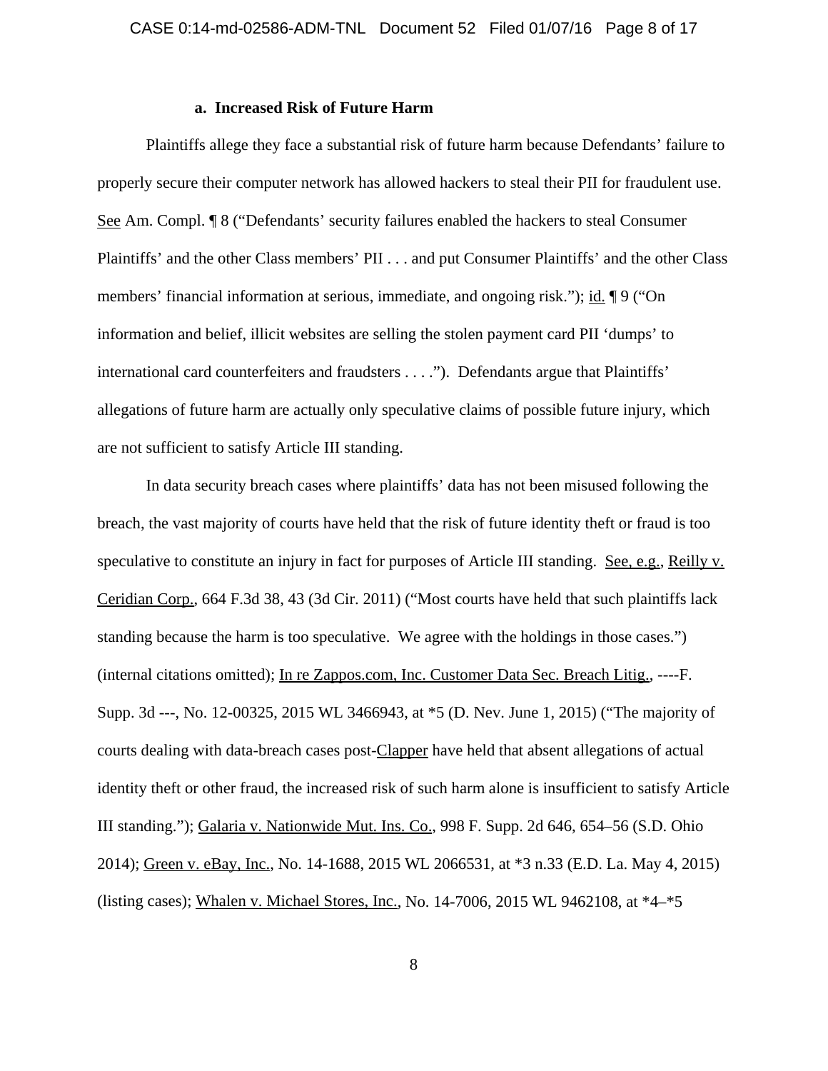#### a. Increased Risk of Future Harm

Plaintiffs allege they face a substantial risk of future harm because Defendants' failure to properly secure their computer network has allowed hackers to steal their PII for fraudulent use. See Am. Compl. ¶ 8 ("Defendants' security failures enabled the hackers to steal Consumer Plaintiffs' and the other Class members' PII . . . and put Consumer Plaintiffs' and the other Class members' financial information at serious, immediate, and ongoing risk."); id. ¶ 9 ("On information and belief, illicit websites are selling the stolen payment card PII 'dumps' to international card counterfeiters and fraudsters . . . ."). Defendants argue that Plaintiffs' allegations of future harm are actually only speculative claims of possible future injury, which are not sufficient to satisfy Article III standing.

In data security breach cases where plaintiffs' data has not been misused following the breach, the vast majority of courts have held that the risk of future identity theft or fraud is too speculative to constitute an injury in fact for purposes of Article III standing. See, e.g., Reilly v. Ceridian Corp., 664 F.3d 38, 43 (3d Cir. 2011) ("Most courts have held that such plaintiffs lack standing because the harm is too speculative. We agree with the holdings in those cases.") (internal citations omitted); In re Zappos.com, Inc. Customer Data Sec. Breach Litig., ----F. Supp. 3d ---, No. 12-00325, 2015 WL 3466943, at *5 (D. Nev. June 1, 2015) ("The majority of courts dealing with data-breach cases post-Clapper have held that absent allegations of actual identity theft or other fraud, the increased risk of such harm alone is insufficient to satisfy Article III standing."); Galaria v. Nationwide Mut. Ins. Co., 998 F. Supp. 2d 646, 654–56 (S.D. Ohio 2014); Green v. eBay, Inc., No. 14-1688, 2015 WL 2066531, at *3 n.33 (E.D. La. May 4, 2015) (listing cases); Whalen v. Michael Stores, Inc., No. 14-7006, 2015 WL 9462108, at *4–*5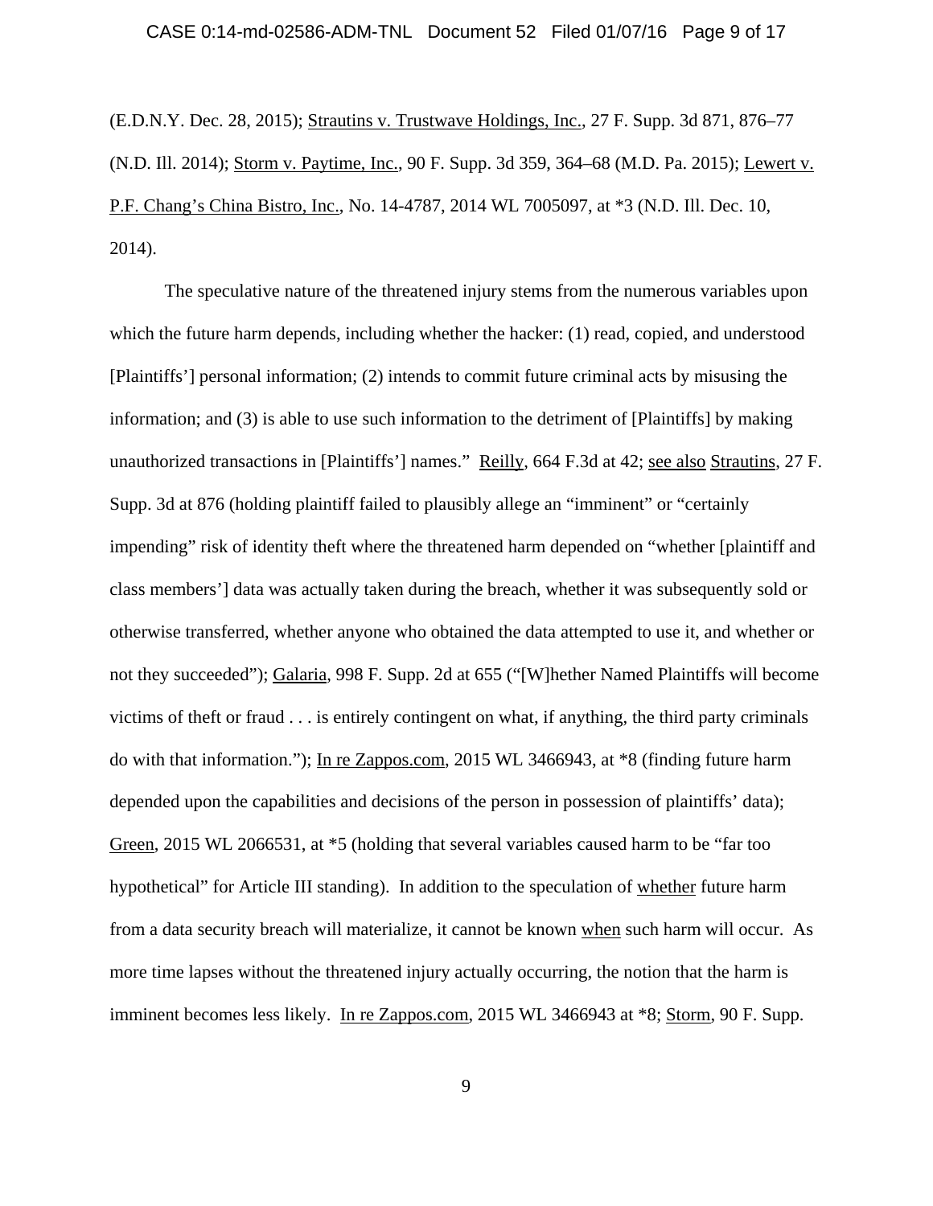(E.D.N.Y. Dec. 28, 2015); Strautins v. Trustwave Holdings, Inc., 27 F. Supp. 3d 871, 876–77 (N.D. Ill. 2014); Storm v. Paytime, Inc., 90 F. Supp. 3d 359, 364–68 (M.D. Pa. 2015); Lewert v. P.F. Chang's China Bistro, Inc., No. 14-4787, 2014 WL 7005097, at *3 (N.D. Ill. Dec. 10, 2014).

The speculative nature of the threatened injury stems from the numerous variables upon which the future harm depends, including whether the hacker: (1) read, copied, and understood [Plaintiffs'] personal information; (2) intends to commit future criminal acts by misusing the information; and (3) is able to use such information to the detriment of [Plaintiffs] by making unauthorized transactions in [Plaintiffs'] names." Reilly, 664 F.3d at 42; see also Strautins, 27 F. Supp. 3d at 876 (holding plaintiff failed to plausibly allege an "imminent" or "certainly impending" risk of identity theft where the threatened harm depended on "whether [plaintiff and class members'] data was actually taken during the breach, whether it was subsequently sold or otherwise transferred, whether anyone who obtained the data attempted to use it, and whether or not they succeeded"); Galaria, 998 F. Supp. 2d at 655 ("[W]hether Named Plaintiffs will become victims of theft or fraud . . . is entirely contingent on what, if anything, the third party criminals do with that information."); In re Zappos.com, 2015 WL 3466943, at *8 (finding future harm depended upon the capabilities and decisions of the person in possession of plaintiffs' data); Green, 2015 WL 2066531, at *5 (holding that several variables caused harm to be "far too hypothetical" for Article III standing). In addition to the speculation of whether future harm from a data security breach will materialize, it cannot be known when such harm will occur. As more time lapses without the threatened injury actually occurring, the notion that the harm is imminent becomes less likely. In re Zappos.com, 2015 WL 3466943 at *8; Storm, 90 F. Supp.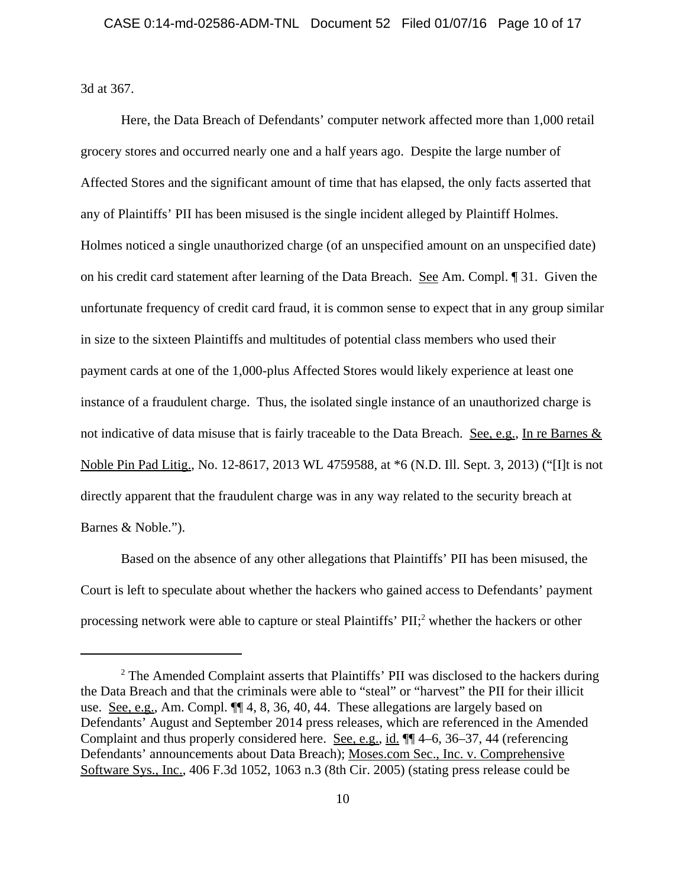3d at 367.

Here, the Data Breach of Defendants' computer network affected more than 1,000 retail grocery stores and occurred nearly one and a half years ago. Despite the large number of Affected Stores and the significant amount of time that has elapsed, the only facts asserted that any of Plaintiffs' PII has been misused is the single incident alleged by Plaintiff Holmes. Holmes noticed a single unauthorized charge (of an unspecified amount on an unspecified date) on his credit card statement after learning of the Data Breach. See Am. Compl. ¶ 31. Given the unfortunate frequency of credit card fraud, it is common sense to expect that in any group similar in size to the sixteen Plaintiffs and multitudes of potential class members who used their payment cards at one of the 1,000-plus Affected Stores would likely experience at least one instance of a fraudulent charge. Thus, the isolated single instance of an unauthorized charge is not indicative of data misuse that is fairly traceable to the Data Breach. See, e.g., In re Barnes & Noble Pin Pad Litig., No. 12-8617, 2013 WL 4759588, at *6 (N.D. Ill. Sept. 3, 2013) ("[I]t is not directly apparent that the fraudulent charge was in any way related to the security breach at Barnes & Noble.").

Based on the absence of any other allegations that Plaintiffs' PII has been misused, the Court is left to speculate about whether the hackers who gained access to Defendants' payment processing network were able to capture or steal Plaintiffs' PII;[2] whether the hackers or other

---

[2] The Amended Complaint asserts that Plaintiffs' PII was disclosed to the hackers during the Data Breach and that the criminals were able to "steal" or "harvest" the PII for their illicit use. See, e.g., Am. Compl. ¶¶ 4, 8, 36, 40, 44. These allegations are largely based on Defendants' August and September 2014 press releases, which are referenced in the Amended Complaint and thus properly considered here. See, e.g., id. ¶¶ 4–6, 36–37, 44 (referencing Defendants' announcements about Data Breach); Moses.com Sec., Inc. v. Comprehensive Software Sys., Inc., 406 F.3d 1052, 1063 n.3 (8th Cir. 2005) (stating press release could be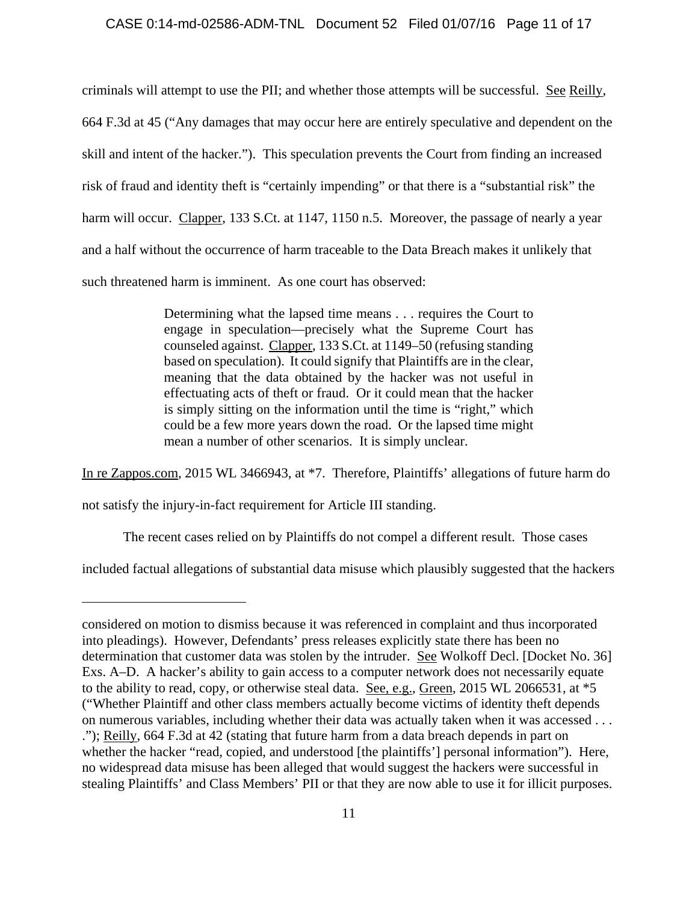criminals will attempt to use the PII; and whether those attempts will be successful. See Reilly, 664 F.3d at 45 ("Any damages that may occur here are entirely speculative and dependent on the skill and intent of the hacker."). This speculation prevents the Court from finding an increased risk of fraud and identity theft is "certainly impending" or that there is a "substantial risk" the harm will occur. Clapper, 133 S.Ct. at 1147, 1150 n.5. Moreover, the passage of nearly a year and a half without the occurrence of harm traceable to the Data Breach makes it unlikely that such threatened harm is imminent. As one court has observed:

> Determining what the lapsed time means . . . requires the Court to engage in speculation—precisely what the Supreme Court has counseled against. Clapper, 133 S.Ct. at 1149–50 (refusing standing based on speculation). It could signify that Plaintiffs are in the clear, meaning that the data obtained by the hacker was not useful in effectuating acts of theft or fraud. Or it could mean that the hacker is simply sitting on the information until the time is "right," which could be a few more years down the road. Or the lapsed time might mean a number of other scenarios. It is simply unclear.

In re Zappos.com, 2015 WL 3466943, at *7. Therefore, Plaintiffs' allegations of future harm do not satisfy the injury-in-fact requirement for Article III standing.

The recent cases relied on by Plaintiffs do not compel a different result. Those cases included factual allegations of substantial data misuse which plausibly suggested that the hackers

---

considered on motion to dismiss because it was referenced in complaint and thus incorporated into pleadings). However, Defendants' press releases explicitly state there has been no determination that customer data was stolen by the intruder. See Wolkoff Decl. [Docket No. 36] Exs. A–D. A hacker's ability to gain access to a computer network does not necessarily equate to the ability to read, copy, or otherwise steal data. See, e.g., Green, 2015 WL 2066531, at *5 ("Whether Plaintiff and other class members actually become victims of identity theft depends on numerous variables, including whether their data was actually taken when it was accessed . . . ."); Reilly, 664 F.3d at 42 (stating that future harm from a data breach depends in part on whether the hacker "read, copied, and understood [the plaintiffs'] personal information"). Here, no widespread data misuse has been alleged that would suggest the hackers were successful in stealing Plaintiffs' and Class Members' PII or that they are now able to use it for illicit purposes.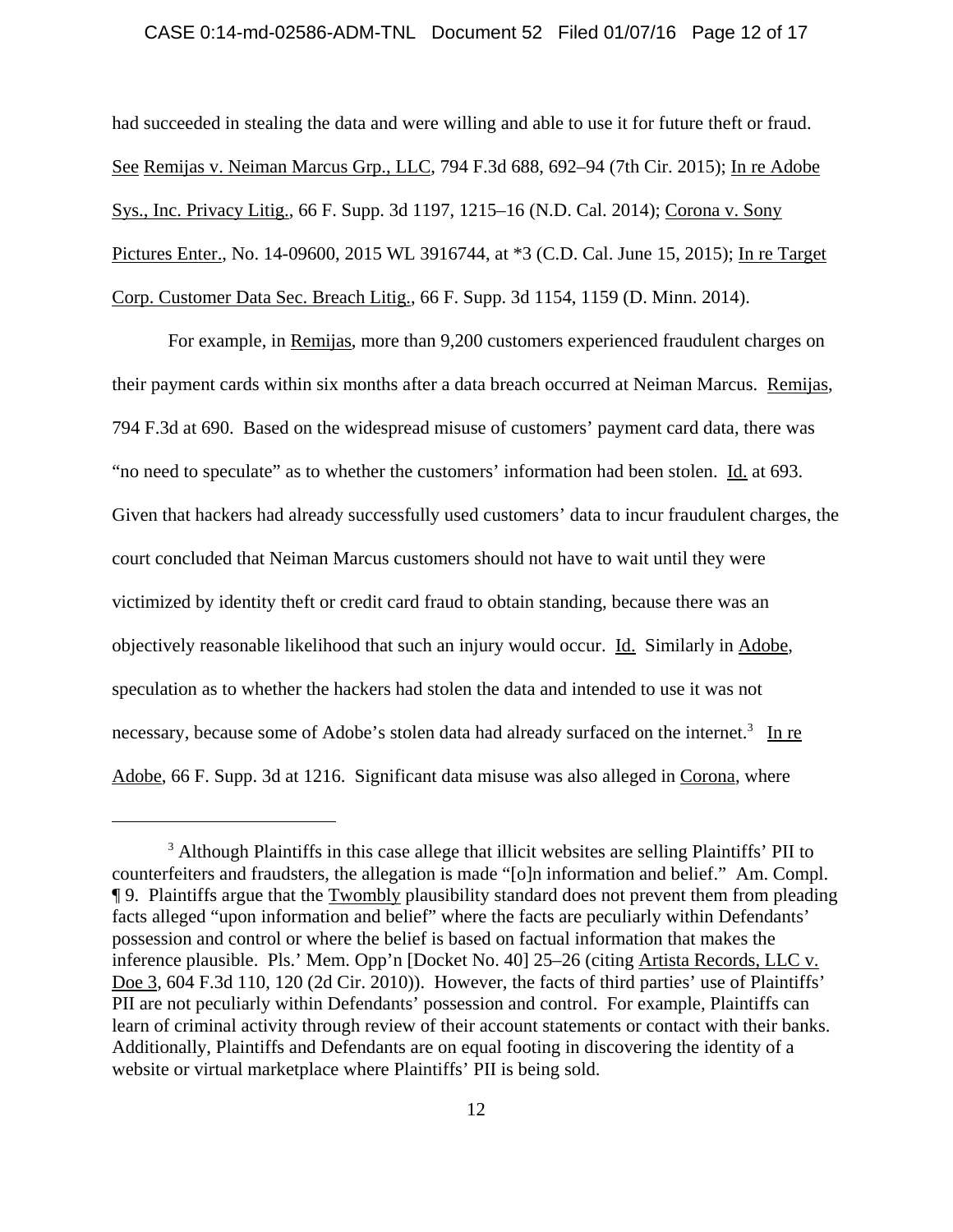had succeeded in stealing the data and were willing and able to use it for future theft or fraud. See Remijas v. Neiman Marcus Grp., LLC, 794 F.3d 688, 692–94 (7th Cir. 2015); In re Adobe Sys., Inc. Privacy Litig., 66 F. Supp. 3d 1197, 1215–16 (N.D. Cal. 2014); Corona v. Sony Pictures Enter., No. 14-09600, 2015 WL 3916744, at *3 (C.D. Cal. June 15, 2015); In re Target Corp. Customer Data Sec. Breach Litig., 66 F. Supp. 3d 1154, 1159 (D. Minn. 2014).

For example, in Remijas, more than 9,200 customers experienced fraudulent charges on their payment cards within six months after a data breach occurred at Neiman Marcus. Remijas, 794 F.3d at 690. Based on the widespread misuse of customers' payment card data, there was "no need to speculate" as to whether the customers' information had been stolen. Id. at 693. Given that hackers had already successfully used customers' data to incur fraudulent charges, the court concluded that Neiman Marcus customers should not have to wait until they were victimized by identity theft or credit card fraud to obtain standing, because there was an objectively reasonable likelihood that such an injury would occur. Id. Similarly in Adobe, speculation as to whether the hackers had stolen the data and intended to use it was not necessary, because some of Adobe's stolen data had already surfaced on the internet.[3] In re Adobe, 66 F. Supp. 3d at 1216. Significant data misuse was also alleged in Corona, where

---

[3] Although Plaintiffs in this case allege that illicit websites are selling Plaintiffs' PII to counterfeiters and fraudsters, the allegation is made "[o]n information and belief." Am. Compl. ¶ 9. Plaintiffs argue that the Twombly plausibility standard does not prevent them from pleading facts alleged "upon information and belief" where the facts are peculiarly within Defendants' possession and control or where the belief is based on factual information that makes the inference plausible. Pls.' Mem. Opp'n [Docket No. 40] 25–26 (citing Artista Records, LLC v. Doe 3, 604 F.3d 110, 120 (2d Cir. 2010)). However, the facts of third parties' use of Plaintiffs' PII are not peculiarly within Defendants' possession and control. For example, Plaintiffs can learn of criminal activity through review of their account statements or contact with their banks. Additionally, Plaintiffs and Defendants are on equal footing in discovering the identity of a website or virtual marketplace where Plaintiffs' PII is being sold.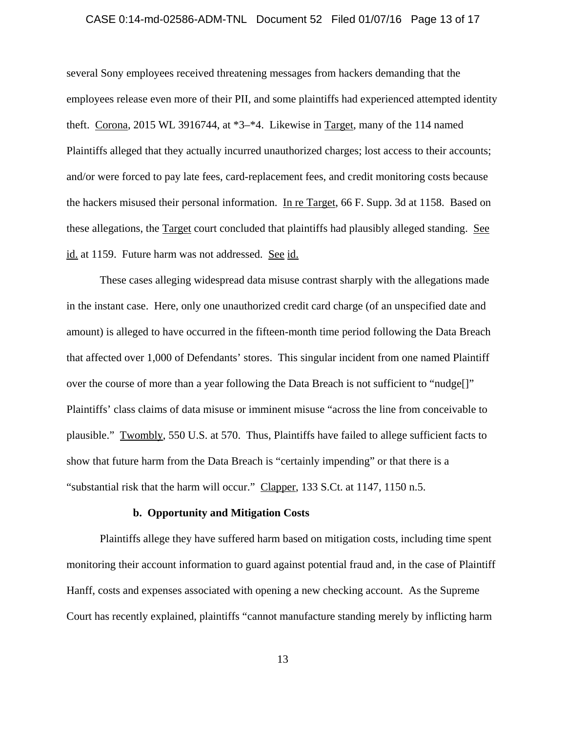several Sony employees received threatening messages from hackers demanding that the employees release even more of their PII, and some plaintiffs had experienced attempted identity theft. Corona, 2015 WL 3916744, at *3–*4. Likewise in Target, many of the 114 named Plaintiffs alleged that they actually incurred unauthorized charges; lost access to their accounts; and/or were forced to pay late fees, card-replacement fees, and credit monitoring costs because the hackers misused their personal information. In re Target, 66 F. Supp. 3d at 1158. Based on these allegations, the Target court concluded that plaintiffs had plausibly alleged standing. See id. at 1159. Future harm was not addressed. See id.

These cases alleging widespread data misuse contrast sharply with the allegations made in the instant case. Here, only one unauthorized credit card charge (of an unspecified date and amount) is alleged to have occurred in the fifteen-month time period following the Data Breach that affected over 1,000 of Defendants' stores. This singular incident from one named Plaintiff over the course of more than a year following the Data Breach is not sufficient to "nudge[]" Plaintiffs' class claims of data misuse or imminent misuse "across the line from conceivable to plausible." Twombly, 550 U.S. at 570. Thus, Plaintiffs have failed to allege sufficient facts to show that future harm from the Data Breach is "certainly impending" or that there is a "substantial risk that the harm will occur." Clapper, 133 S.Ct. at 1147, 1150 n.5.

#### b. Opportunity and Mitigation Costs

Plaintiffs allege they have suffered harm based on mitigation costs, including time spent monitoring their account information to guard against potential fraud and, in the case of Plaintiff Hanff, costs and expenses associated with opening a new checking account. As the Supreme Court has recently explained, plaintiffs "cannot manufacture standing merely by inflicting harm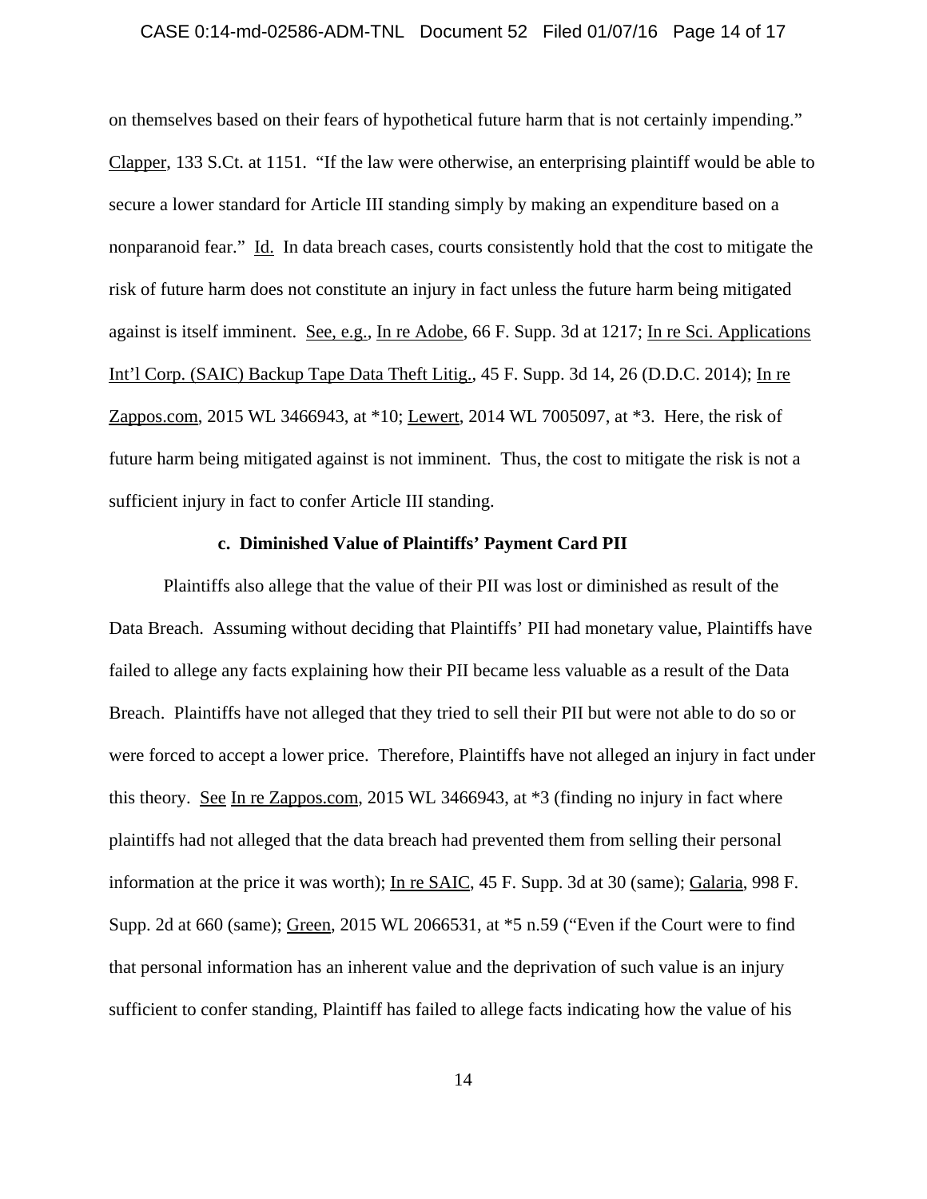on themselves based on their fears of hypothetical future harm that is not certainly impending." Clapper, 133 S.Ct. at 1151. "If the law were otherwise, an enterprising plaintiff would be able to secure a lower standard for Article III standing simply by making an expenditure based on a nonparanoid fear." Id. In data breach cases, courts consistently hold that the cost to mitigate the risk of future harm does not constitute an injury in fact unless the future harm being mitigated against is itself imminent. See, e.g., In re Adobe, 66 F. Supp. 3d at 1217; In re Sci. Applications Int'l Corp. (SAIC) Backup Tape Data Theft Litig., 45 F. Supp. 3d 14, 26 (D.D.C. 2014); In re Zappos.com, 2015 WL 3466943, at *10; Lewert, 2014 WL 7005097, at *3. Here, the risk of future harm being mitigated against is not imminent. Thus, the cost to mitigate the risk is not a sufficient injury in fact to confer Article III standing.

**c. Diminished Value of Plaintiffs' Payment Card PII**

Plaintiffs also allege that the value of their PII was lost or diminished as result of the Data Breach. Assuming without deciding that Plaintiffs' PII had monetary value, Plaintiffs have failed to allege any facts explaining how their PII became less valuable as a result of the Data Breach. Plaintiffs have not alleged that they tried to sell their PII but were not able to do so or were forced to accept a lower price. Therefore, Plaintiffs have not alleged an injury in fact under this theory. See In re Zappos.com, 2015 WL 3466943, at *3 (finding no injury in fact where plaintiffs had not alleged that the data breach had prevented them from selling their personal information at the price it was worth); In re SAIC, 45 F. Supp. 3d at 30 (same); Galaria, 998 F. Supp. 2d at 660 (same); Green, 2015 WL 2066531, at *5 n.59 ("Even if the Court were to find that personal information has an inherent value and the deprivation of such value is an injury sufficient to confer standing, Plaintiff has failed to allege facts indicating how the value of his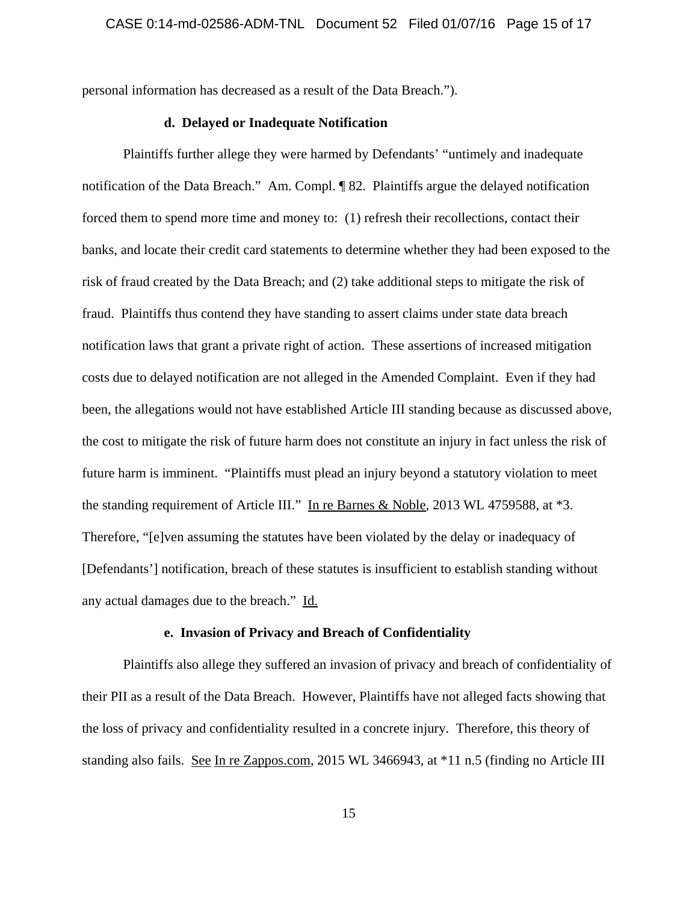personal information has decreased as a result of the Data Breach.").

#### d. Delayed or Inadequate Notification

Plaintiffs further allege they were harmed by Defendants' "untimely and inadequate notification of the Data Breach." Am. Compl. ¶ 82. Plaintiffs argue the delayed notification forced them to spend more time and money to: (1) refresh their recollections, contact their banks, and locate their credit card statements to determine whether they had been exposed to the risk of fraud created by the Data Breach; and (2) take additional steps to mitigate the risk of fraud. Plaintiffs thus contend they have standing to assert claims under state data breach notification laws that grant a private right of action. These assertions of increased mitigation costs due to delayed notification are not alleged in the Amended Complaint. Even if they had been, the allegations would not have established Article III standing because as discussed above, the cost to mitigate the risk of future harm does not constitute an injury in fact unless the risk of future harm is imminent. "Plaintiffs must plead an injury beyond a statutory violation to meet the standing requirement of Article III." In re Barnes & Noble, 2013 WL 4759588, at *3. Therefore, "[e]ven assuming the statutes have been violated by the delay or inadequacy of [Defendants'] notification, breach of these statutes is insufficient to establish standing without any actual damages due to the breach." Id.

#### e. Invasion of Privacy and Breach of Confidentiality

Plaintiffs also allege they suffered an invasion of privacy and breach of confidentiality of their PII as a result of the Data Breach. However, Plaintiffs have not alleged facts showing that the loss of privacy and confidentiality resulted in a concrete injury. Therefore, this theory of standing also fails. See In re Zappos.com, 2015 WL 3466943, at *11 n.5 (finding no Article III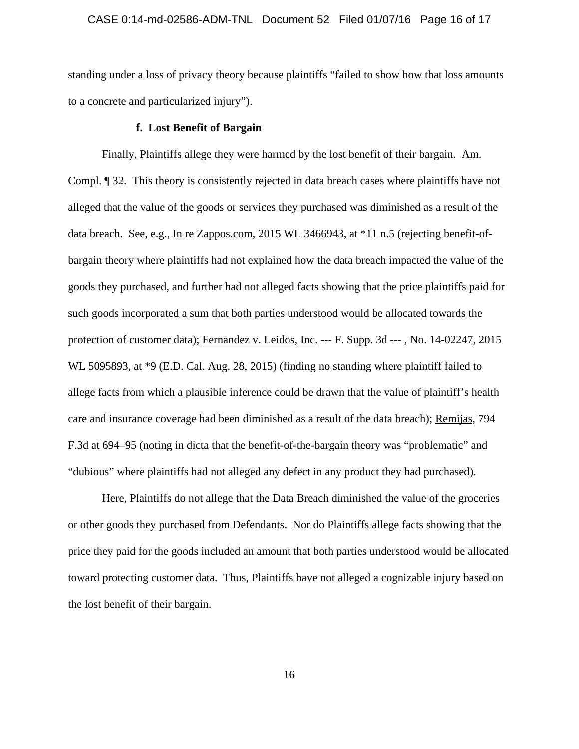standing under a loss of privacy theory because plaintiffs "failed to show how that loss amounts to a concrete and particularized injury").

#### f. Lost Benefit of Bargain

Finally, Plaintiffs allege they were harmed by the lost benefit of their bargain. Am. Compl. ¶ 32. This theory is consistently rejected in data breach cases where plaintiffs have not alleged that the value of the goods or services they purchased was diminished as a result of the data breach. See, e.g., In re Zappos.com, 2015 WL 3466943, at *11 n.5 (rejecting benefit-of-bargain theory where plaintiffs had not explained how the data breach impacted the value of the goods they purchased, and further had not alleged facts showing that the price plaintiffs paid for such goods incorporated a sum that both parties understood would be allocated towards the protection of customer data); Fernandez v. Leidos, Inc. --- F. Supp. 3d --- , No. 14-02247, 2015 WL 5095893, at *9 (E.D. Cal. Aug. 28, 2015) (finding no standing where plaintiff failed to allege facts from which a plausible inference could be drawn that the value of plaintiff's health care and insurance coverage had been diminished as a result of the data breach); Remijas, 794 F.3d at 694–95 (noting in dicta that the benefit-of-the-bargain theory was "problematic" and "dubious" where plaintiffs had not alleged any defect in any product they had purchased).

Here, Plaintiffs do not allege that the Data Breach diminished the value of the groceries or other goods they purchased from Defendants. Nor do Plaintiffs allege facts showing that the price they paid for the goods included an amount that both parties understood would be allocated toward protecting customer data. Thus, Plaintiffs have not alleged a cognizable injury based on the lost benefit of their bargain.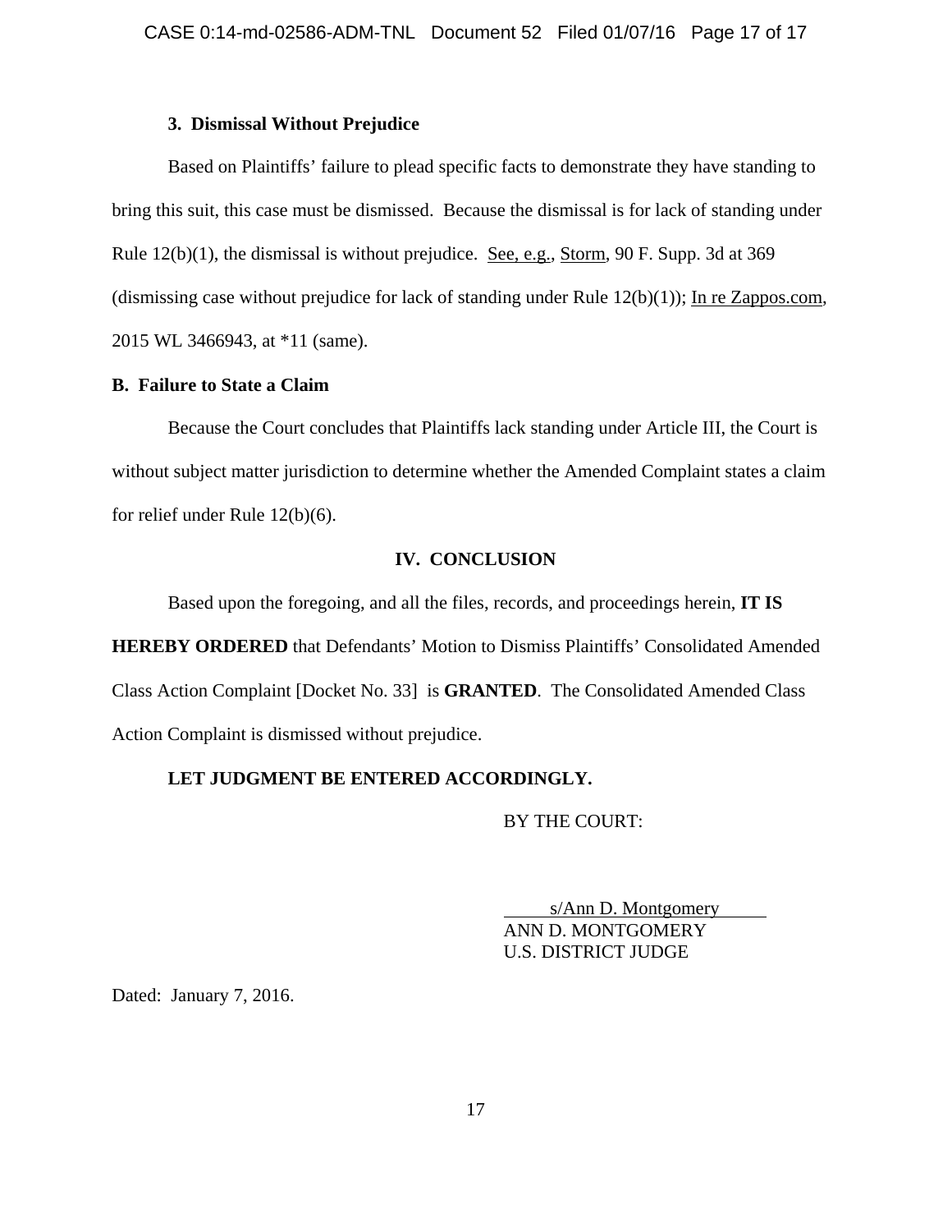### 3. Dismissal Without Prejudice

Based on Plaintiffs' failure to plead specific facts to demonstrate they have standing to bring this suit, this case must be dismissed. Because the dismissal is for lack of standing under Rule 12(b)(1), the dismissal is without prejudice. See, e.g., Storm, 90 F. Supp. 3d at 369 (dismissing case without prejudice for lack of standing under Rule 12(b)(1)); In re Zappos.com, 2015 WL 3466943, at *11 (same).

### B. Failure to State a Claim

Because the Court concludes that Plaintiffs lack standing under Article III, the Court is without subject matter jurisdiction to determine whether the Amended Complaint states a claim for relief under Rule 12(b)(6).

## IV. CONCLUSION

Based upon the foregoing, and all the files, records, and proceedings herein, **IT IS HEREBY ORDERED** that Defendants' Motion to Dismiss Plaintiffs' Consolidated Amended Class Action Complaint [Docket No. 33] is **GRANTED**. The Consolidated Amended Class Action Complaint is dismissed without prejudice.

**LET JUDGMENT BE ENTERED ACCORDINGLY.**

BY THE COURT:

s/Ann D. Montgomery
ANN D. MONTGOMERY
U.S. DISTRICT JUDGE

Dated: January 7, 2016.